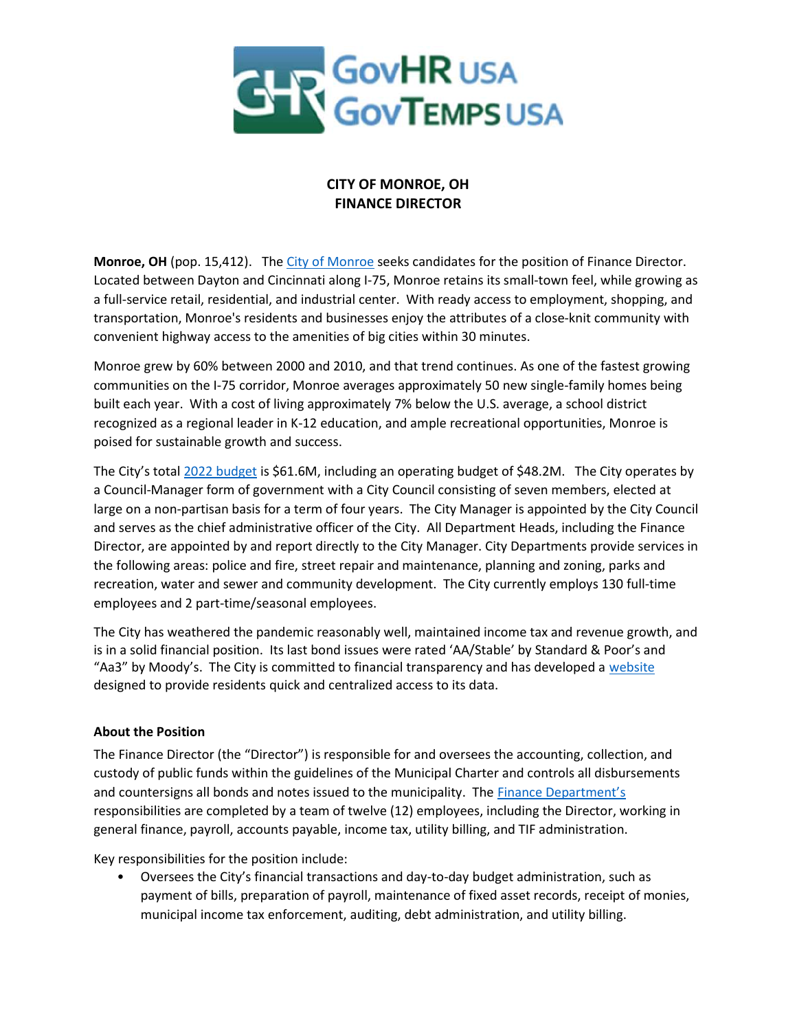# CITY OF MONROE, OH
## FINANCE DIRECTOR

**Monroe, OH** (pop. 15,412). The City of Monroe seeks candidates for the position of Finance Director. Located between Dayton and Cincinnati along I-75, Monroe retains its small-town feel, while growing as a full-service retail, residential, and industrial center. With ready access to employment, shopping, and transportation, Monroe's residents and businesses enjoy the attributes of a close-knit community with convenient highway access to the amenities of big cities within 30 minutes.

Monroe grew by 60% between 2000 and 2010, and that trend continues. As one of the fastest growing communities on the I-75 corridor, Monroe averages approximately 50 new single-family homes being built each year. With a cost of living approximately 7% below the U.S. average, a school district recognized as a regional leader in K-12 education, and ample recreational opportunities, Monroe is poised for sustainable growth and success.

The City's total 2022 budget is $61.6M, including an operating budget of $48.2M. The City operates by a Council-Manager form of government with a City Council consisting of seven members, elected at large on a non-partisan basis for a term of four years. The City Manager is appointed by the City Council and serves as the chief administrative officer of the City. All Department Heads, including the Finance Director, are appointed by and report directly to the City Manager. City Departments provide services in the following areas: police and fire, street repair and maintenance, planning and zoning, parks and recreation, water and sewer and community development. The City currently employs 130 full-time employees and 2 part-time/seasonal employees.

The City has weathered the pandemic reasonably well, maintained income tax and revenue growth, and is in a solid financial position. Its last bond issues were rated 'AA/Stable' by Standard & Poor's and "Aa3" by Moody's. The City is committed to financial transparency and has developed a website designed to provide residents quick and centralized access to its data.

**About the Position**

The Finance Director (the "Director") is responsible for and oversees the accounting, collection, and custody of public funds within the guidelines of the Municipal Charter and controls all disbursements and countersigns all bonds and notes issued to the municipality. The Finance Department's responsibilities are completed by a team of twelve (12) employees, including the Director, working in general finance, payroll, accounts payable, income tax, utility billing, and TIF administration.

Key responsibilities for the position include:

- Oversees the City's financial transactions and day-to-day budget administration, such as payment of bills, preparation of payroll, maintenance of fixed asset records, receipt of monies, municipal income tax enforcement, auditing, debt administration, and utility billing.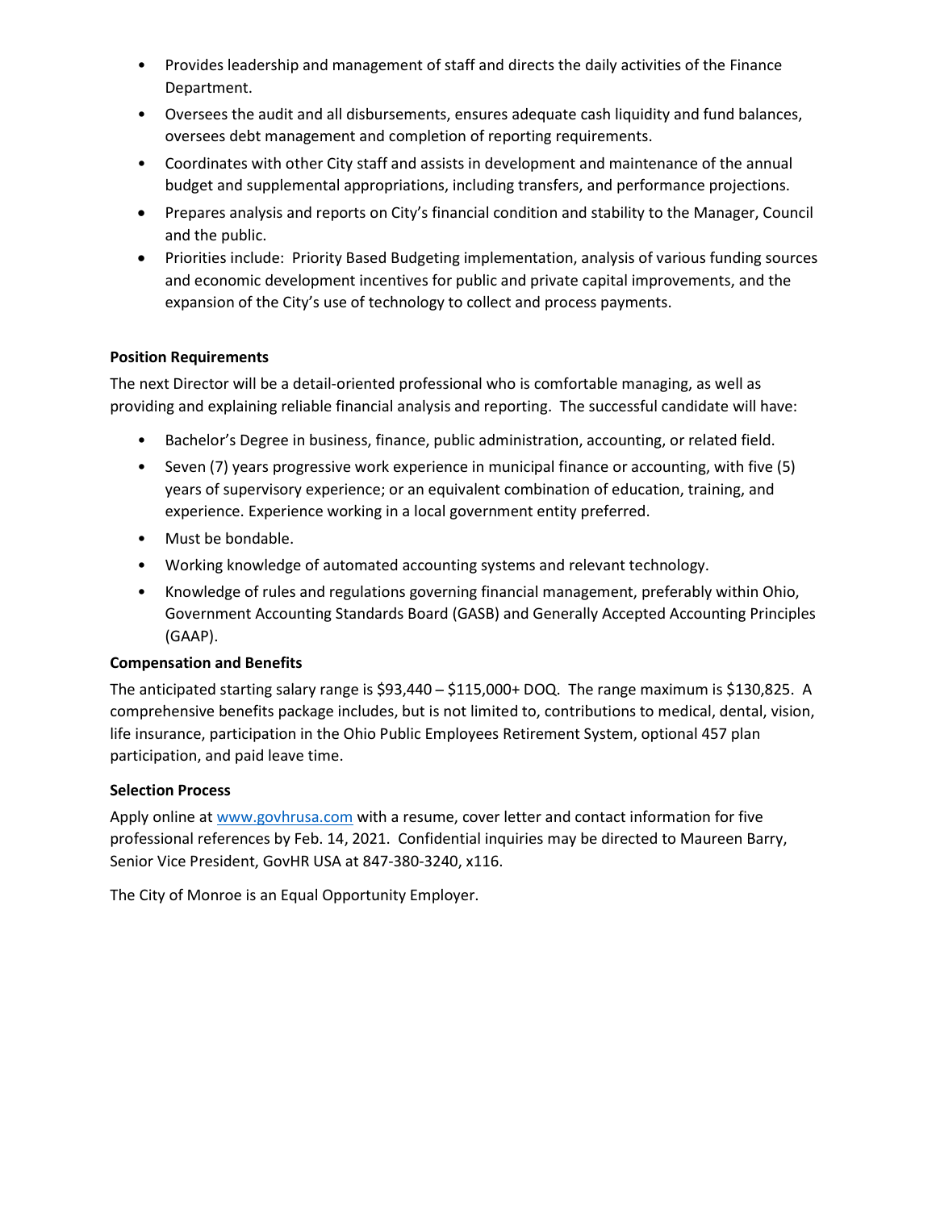- Provides leadership and management of staff and directs the daily activities of the Finance Department.
- Oversees the audit and all disbursements, ensures adequate cash liquidity and fund balances, oversees debt management and completion of reporting requirements.
- Coordinates with other City staff and assists in development and maintenance of the annual budget and supplemental appropriations, including transfers, and performance projections.
- Prepares analysis and reports on City's financial condition and stability to the Manager, Council and the public.
- Priorities include: Priority Based Budgeting implementation, analysis of various funding sources and economic development incentives for public and private capital improvements, and the expansion of the City's use of technology to collect and process payments.

**Position Requirements**

The next Director will be a detail-oriented professional who is comfortable managing, as well as providing and explaining reliable financial analysis and reporting. The successful candidate will have:

- Bachelor's Degree in business, finance, public administration, accounting, or related field.
- Seven (7) years progressive work experience in municipal finance or accounting, with five (5) years of supervisory experience; or an equivalent combination of education, training, and experience. Experience working in a local government entity preferred.
- Must be bondable.
- Working knowledge of automated accounting systems and relevant technology.
- Knowledge of rules and regulations governing financial management, preferably within Ohio, Government Accounting Standards Board (GASB) and Generally Accepted Accounting Principles (GAAP).

**Compensation and Benefits**

The anticipated starting salary range is $93,440 – $115,000+ DOQ. The range maximum is $130,825. A comprehensive benefits package includes, but is not limited to, contributions to medical, dental, vision, life insurance, participation in the Ohio Public Employees Retirement System, optional 457 plan participation, and paid leave time.

**Selection Process**

Apply online at [www.govhrusa.com](http://www.govhrusa.com) with a resume, cover letter and contact information for five professional references by Feb. 14, 2021. Confidential inquiries may be directed to Maureen Barry, Senior Vice President, GovHR USA at 847-380-3240, x116.

The City of Monroe is an Equal Opportunity Employer.